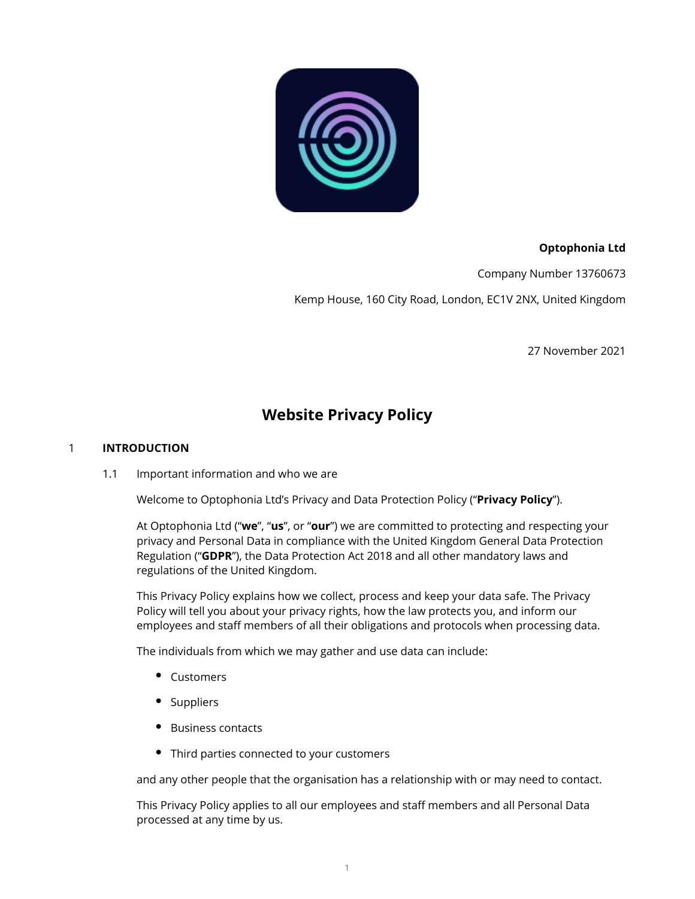**Optophonia Ltd**

Company Number 13760673

Kemp House, 160 City Road, London, EC1V 2NX, United Kingdom

27 November 2021

# Website Privacy Policy

## 1 INTRODUCTION

### 1.1 Important information and who we are

Welcome to Optophonia Ltd's Privacy and Data Protection Policy ("**Privacy Policy**").

At Optophonia Ltd ("**we**", "**us**", or "**our**") we are committed to protecting and respecting your privacy and Personal Data in compliance with the United Kingdom General Data Protection Regulation ("**GDPR**"), the Data Protection Act 2018 and all other mandatory laws and regulations of the United Kingdom.

This Privacy Policy explains how we collect, process and keep your data safe. The Privacy Policy will tell you about your privacy rights, how the law protects you, and inform our employees and staff members of all their obligations and protocols when processing data.

The individuals from which we may gather and use data can include:

- Customers
- Suppliers
- Business contacts
- Third parties connected to your customers

and any other people that the organisation has a relationship with or may need to contact.

This Privacy Policy applies to all our employees and staff members and all Personal Data processed at any time by us.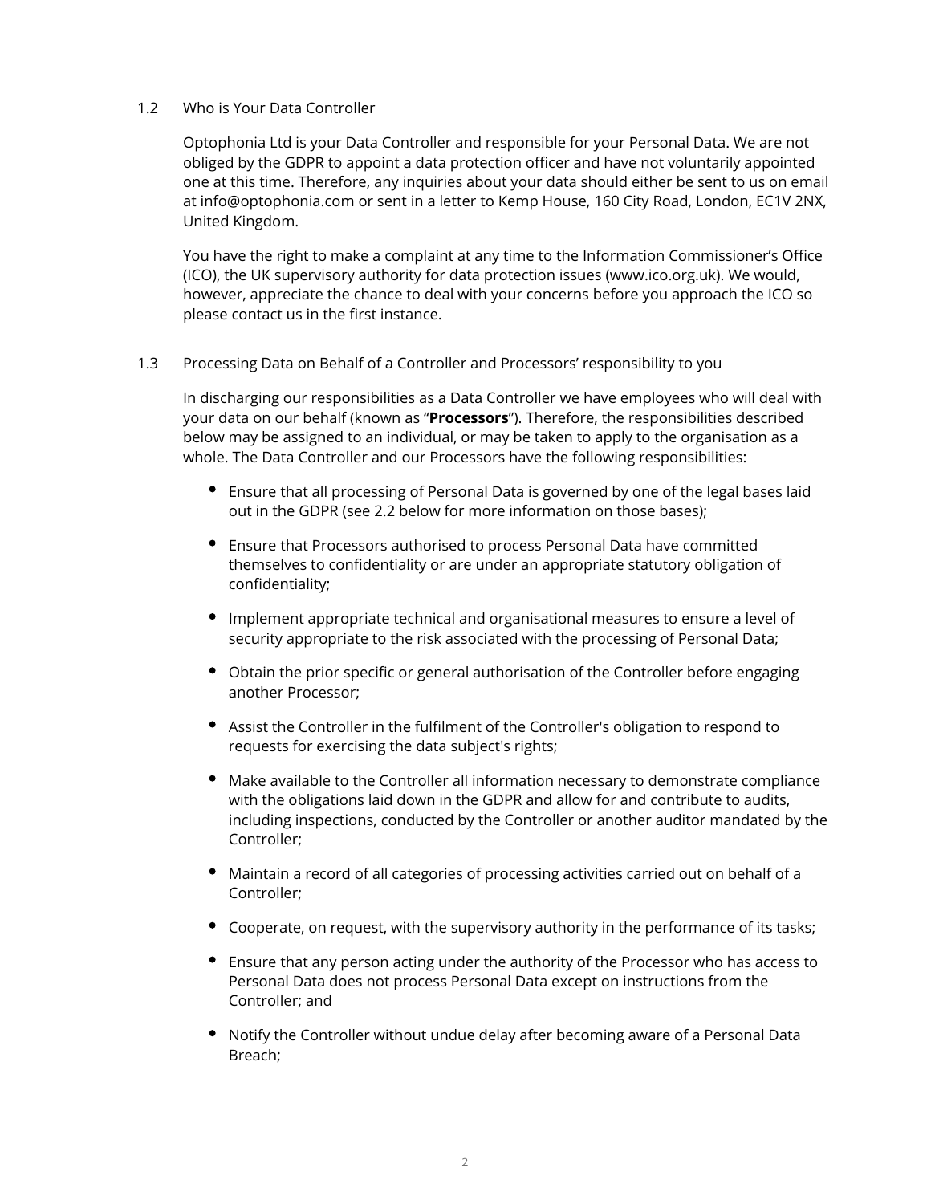### 1.2 Who is Your Data Controller

Optophonia Ltd is your Data Controller and responsible for your Personal Data. We are not obliged by the GDPR to appoint a data protection officer and have not voluntarily appointed one at this time. Therefore, any inquiries about your data should either be sent to us on email at info@optophonia.com or sent in a letter to Kemp House, 160 City Road, London, EC1V 2NX, United Kingdom.

You have the right to make a complaint at any time to the Information Commissioner's Office (ICO), the UK supervisory authority for data protection issues (www.ico.org.uk). We would, however, appreciate the chance to deal with your concerns before you approach the ICO so please contact us in the first instance.

### 1.3 Processing Data on Behalf of a Controller and Processors' responsibility to you

In discharging our responsibilities as a Data Controller we have employees who will deal with your data on our behalf (known as "**Processors**"). Therefore, the responsibilities described below may be assigned to an individual, or may be taken to apply to the organisation as a whole. The Data Controller and our Processors have the following responsibilities:

- Ensure that all processing of Personal Data is governed by one of the legal bases laid out in the GDPR (see 2.2 below for more information on those bases);
- Ensure that Processors authorised to process Personal Data have committed themselves to confidentiality or are under an appropriate statutory obligation of confidentiality;
- Implement appropriate technical and organisational measures to ensure a level of security appropriate to the risk associated with the processing of Personal Data;
- Obtain the prior specific or general authorisation of the Controller before engaging another Processor;
- Assist the Controller in the fulfilment of the Controller's obligation to respond to requests for exercising the data subject's rights;
- Make available to the Controller all information necessary to demonstrate compliance with the obligations laid down in the GDPR and allow for and contribute to audits, including inspections, conducted by the Controller or another auditor mandated by the Controller;
- Maintain a record of all categories of processing activities carried out on behalf of a Controller;
- Cooperate, on request, with the supervisory authority in the performance of its tasks;
- Ensure that any person acting under the authority of the Processor who has access to Personal Data does not process Personal Data except on instructions from the Controller; and
- Notify the Controller without undue delay after becoming aware of a Personal Data Breach;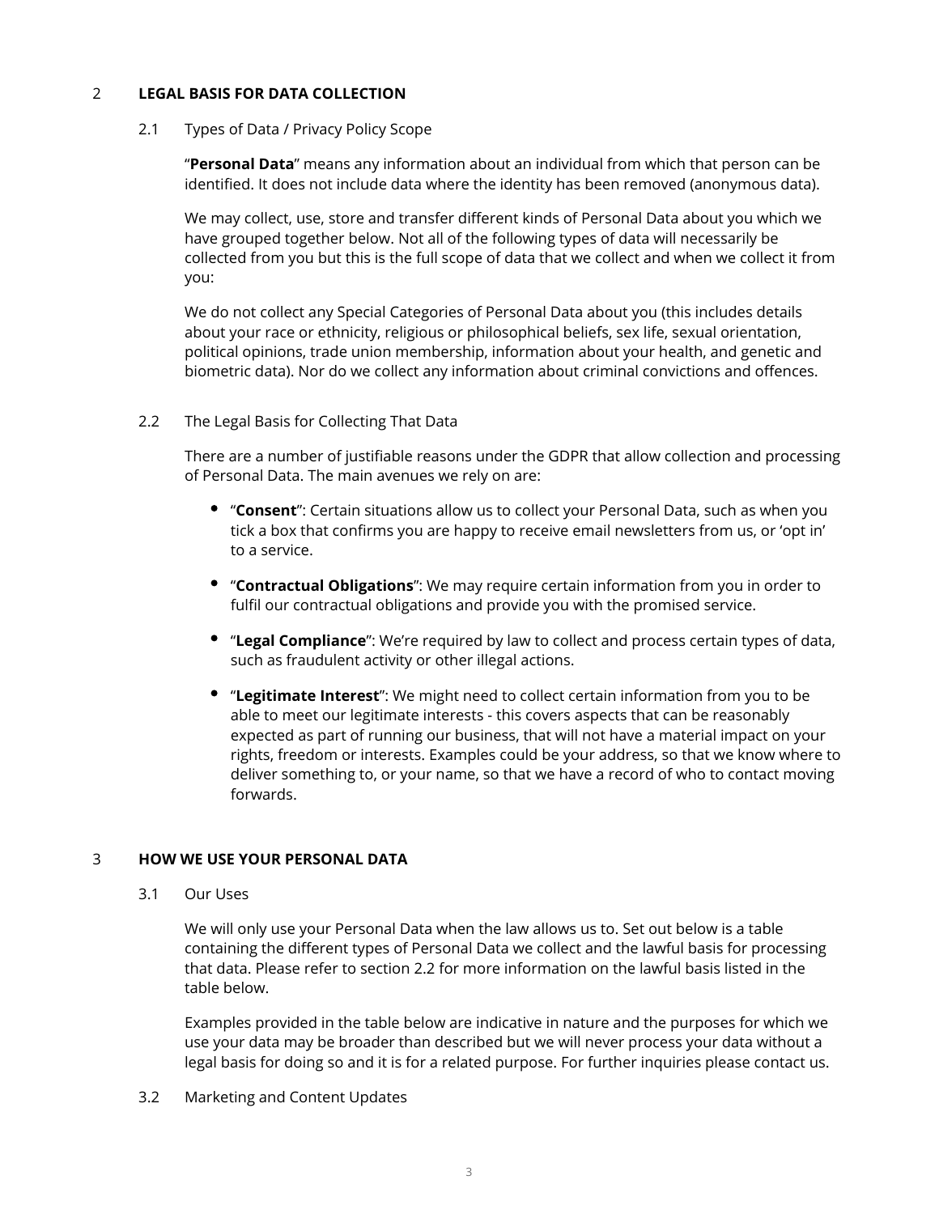## 2 LEGAL BASIS FOR DATA COLLECTION

### 2.1 Types of Data / Privacy Policy Scope

"**Personal Data**" means any information about an individual from which that person can be identified. It does not include data where the identity has been removed (anonymous data).

We may collect, use, store and transfer different kinds of Personal Data about you which we have grouped together below. Not all of the following types of data will necessarily be collected from you but this is the full scope of data that we collect and when we collect it from you:

We do not collect any Special Categories of Personal Data about you (this includes details about your race or ethnicity, religious or philosophical beliefs, sex life, sexual orientation, political opinions, trade union membership, information about your health, and genetic and biometric data). Nor do we collect any information about criminal convictions and offences.

### 2.2 The Legal Basis for Collecting That Data

There are a number of justifiable reasons under the GDPR that allow collection and processing of Personal Data. The main avenues we rely on are:

- "**Consent**": Certain situations allow us to collect your Personal Data, such as when you tick a box that confirms you are happy to receive email newsletters from us, or 'opt in' to a service.
- "**Contractual Obligations**": We may require certain information from you in order to fulfil our contractual obligations and provide you with the promised service.
- "**Legal Compliance**": We're required by law to collect and process certain types of data, such as fraudulent activity or other illegal actions.
- "**Legitimate Interest**": We might need to collect certain information from you to be able to meet our legitimate interests - this covers aspects that can be reasonably expected as part of running our business, that will not have a material impact on your rights, freedom or interests. Examples could be your address, so that we know where to deliver something to, or your name, so that we have a record of who to contact moving forwards.

## 3 HOW WE USE YOUR PERSONAL DATA

### 3.1 Our Uses

We will only use your Personal Data when the law allows us to. Set out below is a table containing the different types of Personal Data we collect and the lawful basis for processing that data. Please refer to section 2.2 for more information on the lawful basis listed in the table below.

Examples provided in the table below are indicative in nature and the purposes for which we use your data may be broader than described but we will never process your data without a legal basis for doing so and it is for a related purpose. For further inquiries please contact us.

### 3.2 Marketing and Content Updates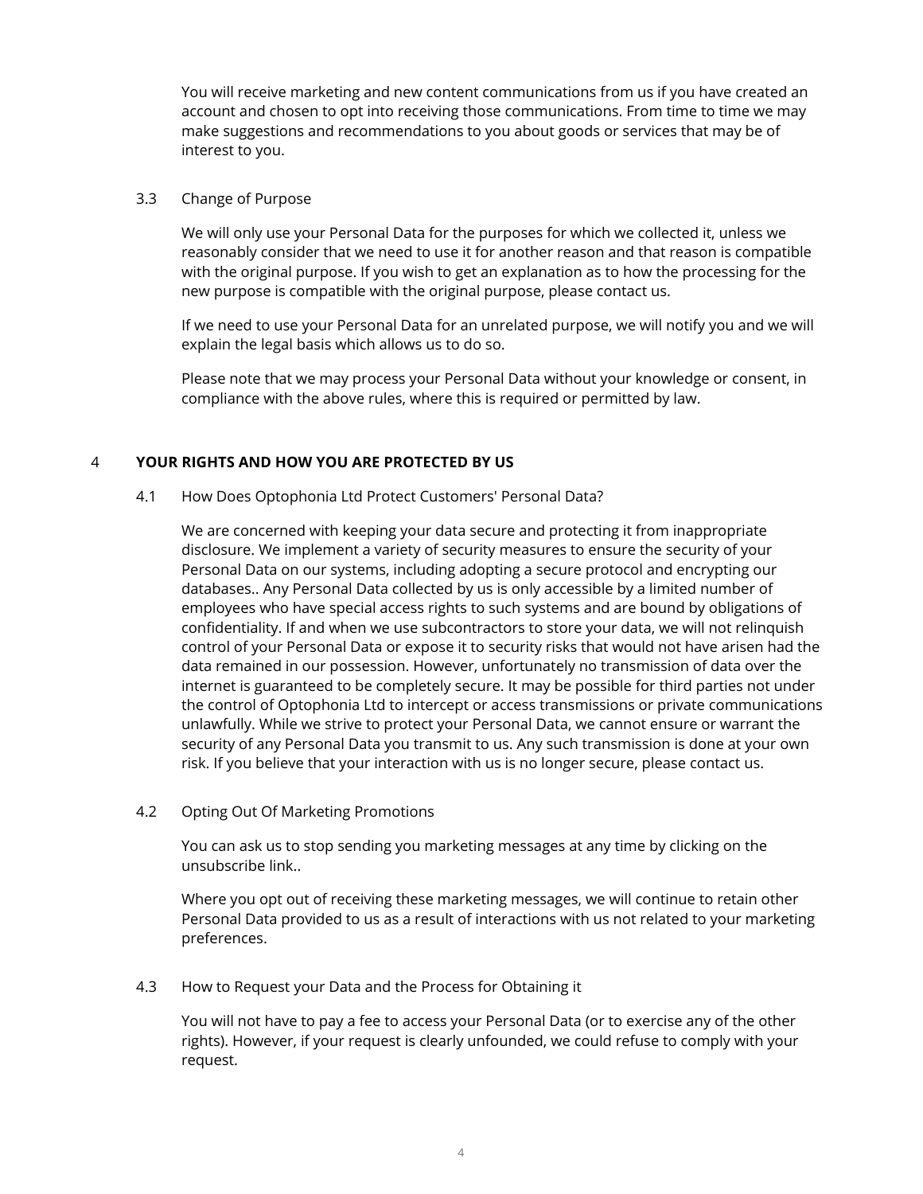You will receive marketing and new content communications from us if you have created an account and chosen to opt into receiving those communications. From time to time we may make suggestions and recommendations to you about goods or services that may be of interest to you.

3.3 Change of Purpose

We will only use your Personal Data for the purposes for which we collected it, unless we reasonably consider that we need to use it for another reason and that reason is compatible with the original purpose. If you wish to get an explanation as to how the processing for the new purpose is compatible with the original purpose, please contact us.

If we need to use your Personal Data for an unrelated purpose, we will notify you and we will explain the legal basis which allows us to do so.

Please note that we may process your Personal Data without your knowledge or consent, in compliance with the above rules, where this is required or permitted by law.

## 4 YOUR RIGHTS AND HOW YOU ARE PROTECTED BY US

4.1 How Does Optophonia Ltd Protect Customers' Personal Data?

We are concerned with keeping your data secure and protecting it from inappropriate disclosure. We implement a variety of security measures to ensure the security of your Personal Data on our systems, including adopting a secure protocol and encrypting our databases.. Any Personal Data collected by us is only accessible by a limited number of employees who have special access rights to such systems and are bound by obligations of confidentiality. If and when we use subcontractors to store your data, we will not relinquish control of your Personal Data or expose it to security risks that would not have arisen had the data remained in our possession. However, unfortunately no transmission of data over the internet is guaranteed to be completely secure. It may be possible for third parties not under the control of Optophonia Ltd to intercept or access transmissions or private communications unlawfully. While we strive to protect your Personal Data, we cannot ensure or warrant the security of any Personal Data you transmit to us. Any such transmission is done at your own risk. If you believe that your interaction with us is no longer secure, please contact us.

4.2 Opting Out Of Marketing Promotions

You can ask us to stop sending you marketing messages at any time by clicking on the unsubscribe link..

Where you opt out of receiving these marketing messages, we will continue to retain other Personal Data provided to us as a result of interactions with us not related to your marketing preferences.

4.3 How to Request your Data and the Process for Obtaining it

You will not have to pay a fee to access your Personal Data (or to exercise any of the other rights). However, if your request is clearly unfounded, we could refuse to comply with your request.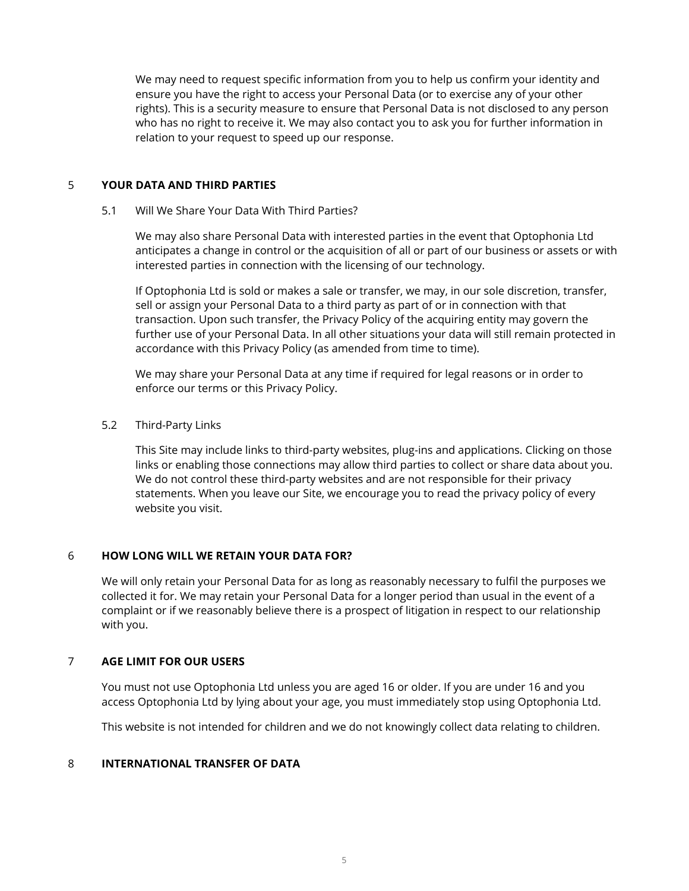We may need to request specific information from you to help us confirm your identity and ensure you have the right to access your Personal Data (or to exercise any of your other rights). This is a security measure to ensure that Personal Data is not disclosed to any person who has no right to receive it. We may also contact you to ask you for further information in relation to your request to speed up our response.

## 5 YOUR DATA AND THIRD PARTIES

### 5.1 Will We Share Your Data With Third Parties?

We may also share Personal Data with interested parties in the event that Optophonia Ltd anticipates a change in control or the acquisition of all or part of our business or assets or with interested parties in connection with the licensing of our technology.

If Optophonia Ltd is sold or makes a sale or transfer, we may, in our sole discretion, transfer, sell or assign your Personal Data to a third party as part of or in connection with that transaction. Upon such transfer, the Privacy Policy of the acquiring entity may govern the further use of your Personal Data. In all other situations your data will still remain protected in accordance with this Privacy Policy (as amended from time to time).

We may share your Personal Data at any time if required for legal reasons or in order to enforce our terms or this Privacy Policy.

### 5.2 Third-Party Links

This Site may include links to third-party websites, plug-ins and applications. Clicking on those links or enabling those connections may allow third parties to collect or share data about you. We do not control these third-party websites and are not responsible for their privacy statements. When you leave our Site, we encourage you to read the privacy policy of every website you visit.

## 6 HOW LONG WILL WE RETAIN YOUR DATA FOR?

We will only retain your Personal Data for as long as reasonably necessary to fulfil the purposes we collected it for. We may retain your Personal Data for a longer period than usual in the event of a complaint or if we reasonably believe there is a prospect of litigation in respect to our relationship with you.

## 7 AGE LIMIT FOR OUR USERS

You must not use Optophonia Ltd unless you are aged 16 or older. If you are under 16 and you access Optophonia Ltd by lying about your age, you must immediately stop using Optophonia Ltd.

This website is not intended for children and we do not knowingly collect data relating to children.

## 8 INTERNATIONAL TRANSFER OF DATA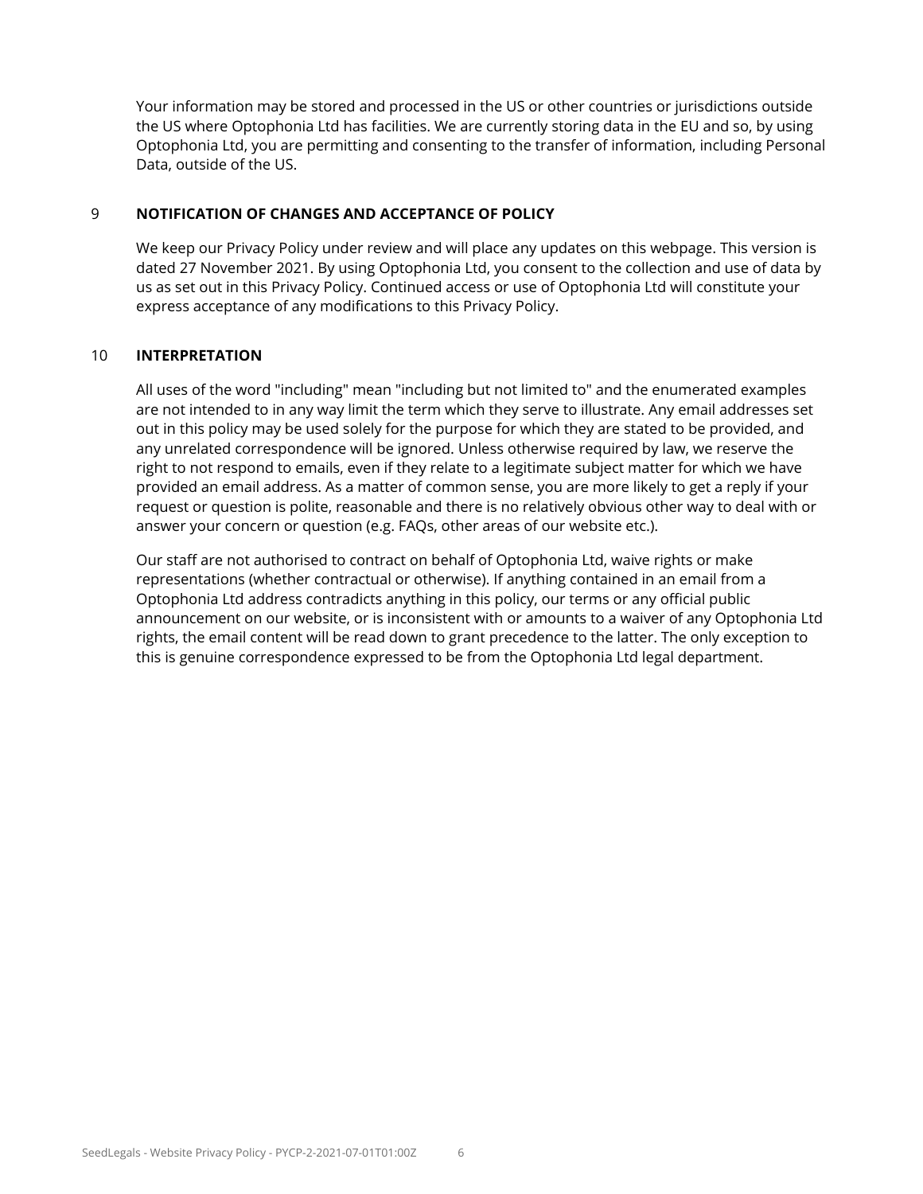Your information may be stored and processed in the US or other countries or jurisdictions outside the US where Optophonia Ltd has facilities. We are currently storing data in the EU and so, by using Optophonia Ltd, you are permitting and consenting to the transfer of information, including Personal Data, outside of the US.

## 9 NOTIFICATION OF CHANGES AND ACCEPTANCE OF POLICY

We keep our Privacy Policy under review and will place any updates on this webpage. This version is dated 27 November 2021. By using Optophonia Ltd, you consent to the collection and use of data by us as set out in this Privacy Policy. Continued access or use of Optophonia Ltd will constitute your express acceptance of any modifications to this Privacy Policy.

## 10 INTERPRETATION

All uses of the word "including" mean "including but not limited to" and the enumerated examples are not intended to in any way limit the term which they serve to illustrate. Any email addresses set out in this policy may be used solely for the purpose for which they are stated to be provided, and any unrelated correspondence will be ignored. Unless otherwise required by law, we reserve the right to not respond to emails, even if they relate to a legitimate subject matter for which we have provided an email address. As a matter of common sense, you are more likely to get a reply if your request or question is polite, reasonable and there is no relatively obvious other way to deal with or answer your concern or question (e.g. FAQs, other areas of our website etc.).

Our staff are not authorised to contract on behalf of Optophonia Ltd, waive rights or make representations (whether contractual or otherwise). If anything contained in an email from a Optophonia Ltd address contradicts anything in this policy, our terms or any official public announcement on our website, or is inconsistent with or amounts to a waiver of any Optophonia Ltd rights, the email content will be read down to grant precedence to the latter. The only exception to this is genuine correspondence expressed to be from the Optophonia Ltd legal department.